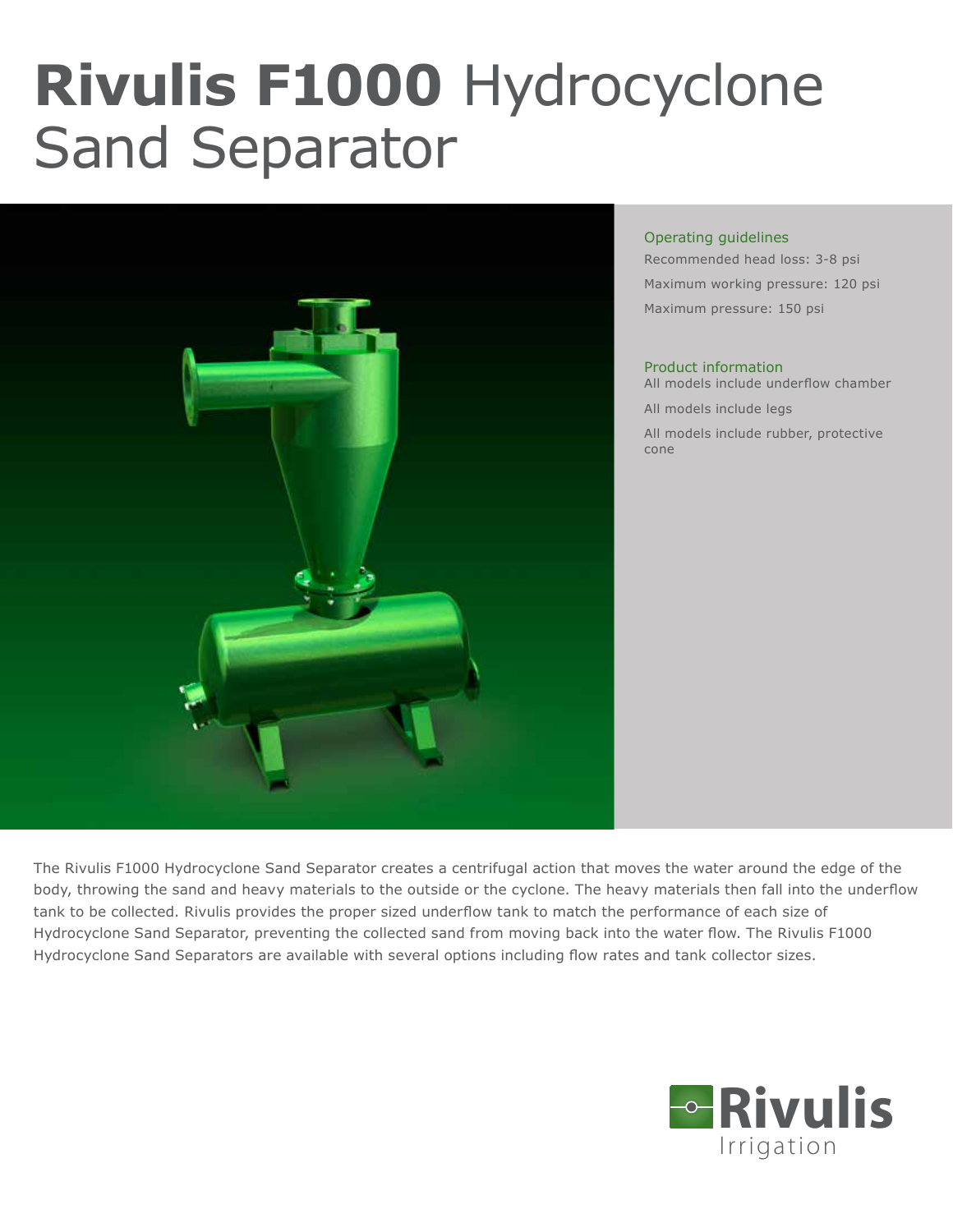# **Rivulis F1000** Hydrocyclone Sand Separator

### Operating guidelines

Recommended head loss: 3-8 psi

Maximum working pressure: 120 psi

Maximum pressure: 150 psi

### Product information

All models include underflow chamber

All models include legs

All models include rubber, protective cone

The Rivulis F1000 Hydrocyclone Sand Separator creates a centrifugal action that moves the water around the edge of the body, throwing the sand and heavy materials to the outside or the cyclone. The heavy materials then fall into the underflow tank to be collected. Rivulis provides the proper sized underflow tank to match the performance of each size of Hydrocyclone Sand Separator, preventing the collected sand from moving back into the water flow. The Rivulis F1000 Hydrocyclone Sand Separators are available with several options including flow rates and tank collector sizes.

Rivulis Irrigation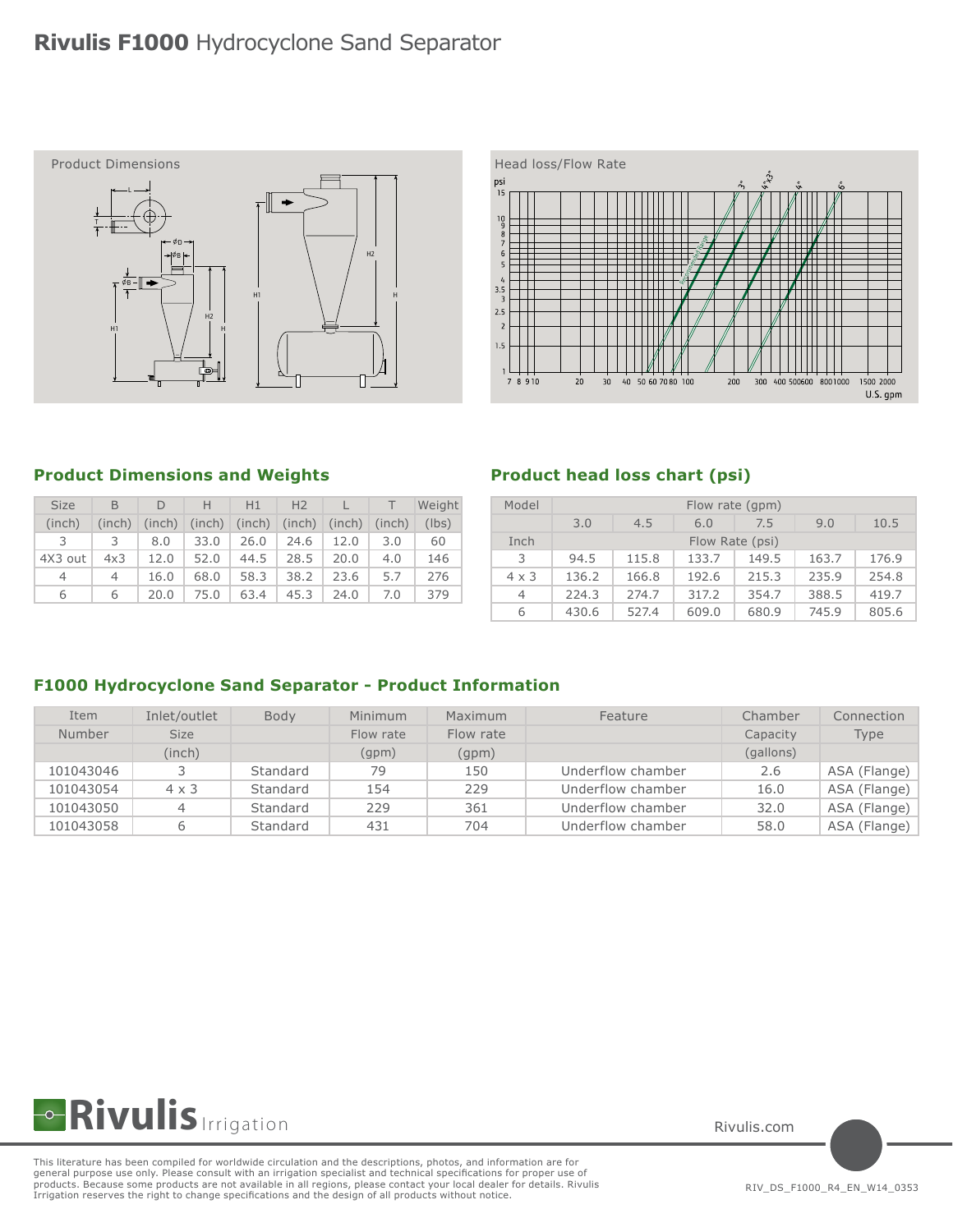# **Rivulis F1000** Hydrocyclone Sand Separator

Product Dimensions

L

T

ØD

ØB

ØB

H1

H2

H

H2

H1

H

Head loss/Flow Rate

psi

15

10
9
8
7
6
5
4
3.5
3
2.5
2
1.5
1

7 8 9 10 20 30 40 50 60 70 80 100 200 300 400 500 600 800 1000 1500 2000

U.S. gpm

3" 4"x3" 4" 6"

## Product Dimensions and Weights

| Size | B | D | H | H1 | H2 | L | T | Weight |
|---|---|---|---|---|---|---|---|---|
| (inch) | (inch) | (inch) | (inch) | (inch) | (inch) | (inch) | (inch) | (lbs) |
| 3 | 3 | 8.0 | 33.0 | 26.0 | 24.6 | 12.0 | 3.0 | 60 |
| 4X3 out | 4x3 | 12.0 | 52.0 | 44.5 | 28.5 | 20.0 | 4.0 | 146 |
| 4 | 4 | 16.0 | 68.0 | 58.3 | 38.2 | 23.6 | 5.7 | 276 |
| 6 | 6 | 20.0 | 75.0 | 63.4 | 45.3 | 24.0 | 7.0 | 379 |

## Product head loss chart (psi)

| Model | Flow rate (gpm) | | | | | |
|---|---|---|---|---|---|---|
| | 3.0 | 4.5 | 6.0 | 7.5 | 9.0 | 10.5 |
| Inch | Flow Rate (psi) | | | | | |
| 3 | 94.5 | 115.8 | 133.7 | 149.5 | 163.7 | 176.9 |
| 4 x 3 | 136.2 | 166.8 | 192.6 | 215.3 | 235.9 | 254.8 |
| 4 | 224.3 | 274.7 | 317.2 | 354.7 | 388.5 | 419.7 |
| 6 | 430.6 | 527.4 | 609.0 | 680.9 | 745.9 | 805.6 |

## F1000 Hydrocyclone Sand Separator - Product Information

| Item Number | Inlet/outlet Size (inch) | Body | Minimum Flow rate (gpm) | Maximum Flow rate (gpm) | Feature | Chamber Capacity (gallons) | Connection Type |
|---|---|---|---|---|---|---|---|
| 101043046 | 3 | Standard | 79 | 150 | Underflow chamber | 2.6 | ASA (Flange) |
| 101043054 | 4 x 3 | Standard | 154 | 229 | Underflow chamber | 16.0 | ASA (Flange) |
| 101043050 | 4 | Standard | 229 | 361 | Underflow chamber | 32.0 | ASA (Flange) |
| 101043058 | 6 | Standard | 431 | 704 | Underflow chamber | 58.0 | ASA (Flange) |

Rivulis Irrigation

Rivulis.com

This literature has been compiled for worldwide circulation and the descriptions, photos, and information are for general purpose use only. Please consult with an irrigation specialist and technical specifications for proper use of products. Because some products are not available in all regions, please contact your local dealer for details. Rivulis Irrigation reserves the right to change specifications and the design of all products without notice.

RIV_DS_F1000_R4_EN_W14_0353